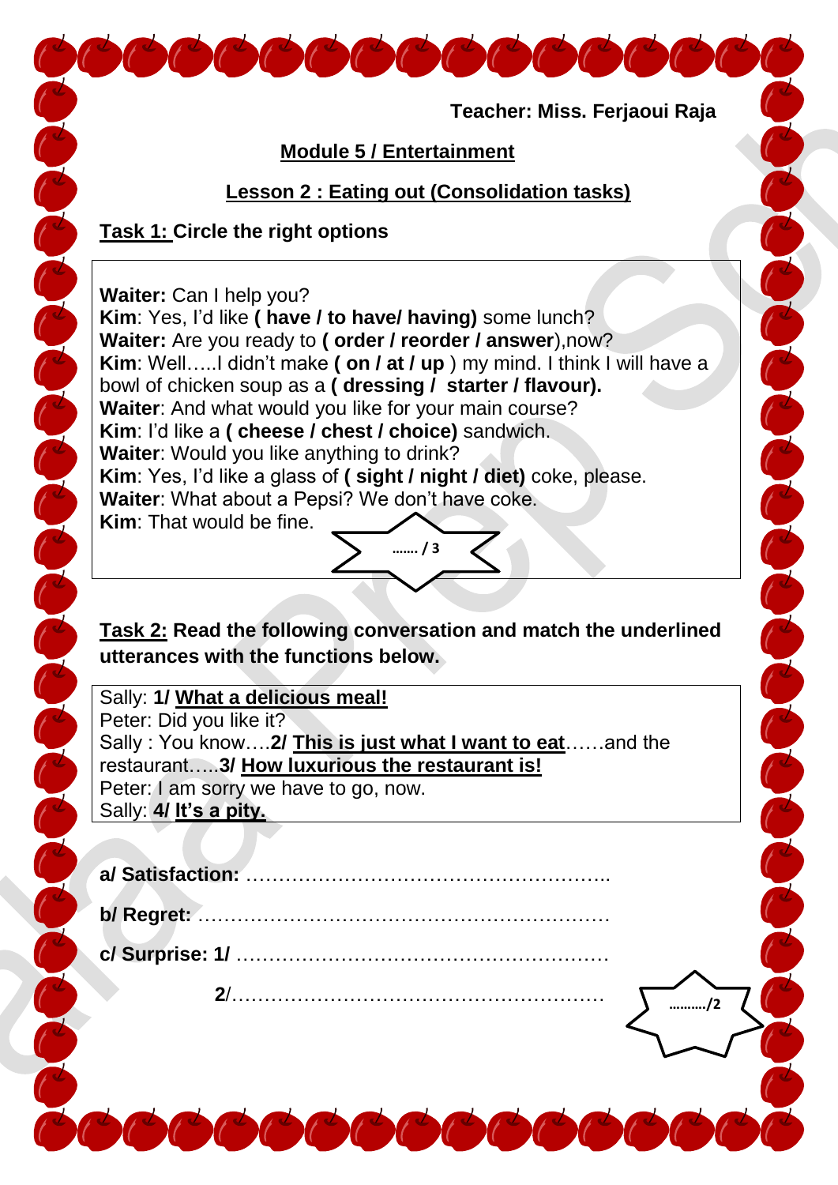**Teacher: Miss. Ferjaoui Raja**

## Module 5 / Entertainment

### Lesson 2 : Eating out (Consolidation tasks)

**Task 1: Circle the right options**

**Waiter:** Can I help you?
**Kim**: Yes, I'd like **( have / to have/ having)** some lunch?
**Waiter:** Are you ready to **( order / reorder / answer)**,now?
**Kim**: Well…..I didn't make **( on / at / up** ) my mind. I think I will have a bowl of chicken soup as a **( dressing / starter / flavour).**
**Waiter**: And what would you like for your main course?
**Kim**: I'd like a **( cheese / chest / choice)** sandwich.
**Waiter**: Would you like anything to drink?
**Kim**: Yes, I'd like a glass of **( sight / night / diet)** coke, please.
**Waiter**: What about a Pepsi? We don't have coke.
**Kim**: That would be fine.

……. / 3

**Task 2: Read the following conversation and match the underlined utterances with the functions below.**

Sally: **1/ What a delicious meal!**
Peter: Did you like it?
Sally : You know….**2/ This is just what I want to eat**……and the restaurant…..**3/ How luxurious the restaurant is!**
Peter: I am sorry we have to go, now.
Sally: **4/ It's a pity.**

**a/ Satisfaction:** ………………………………………………..

**b/ Regret:** ………………………………………………………

**c/ Surprise: 1/** …………………………………………………

**2**/…………………………………………………

………./2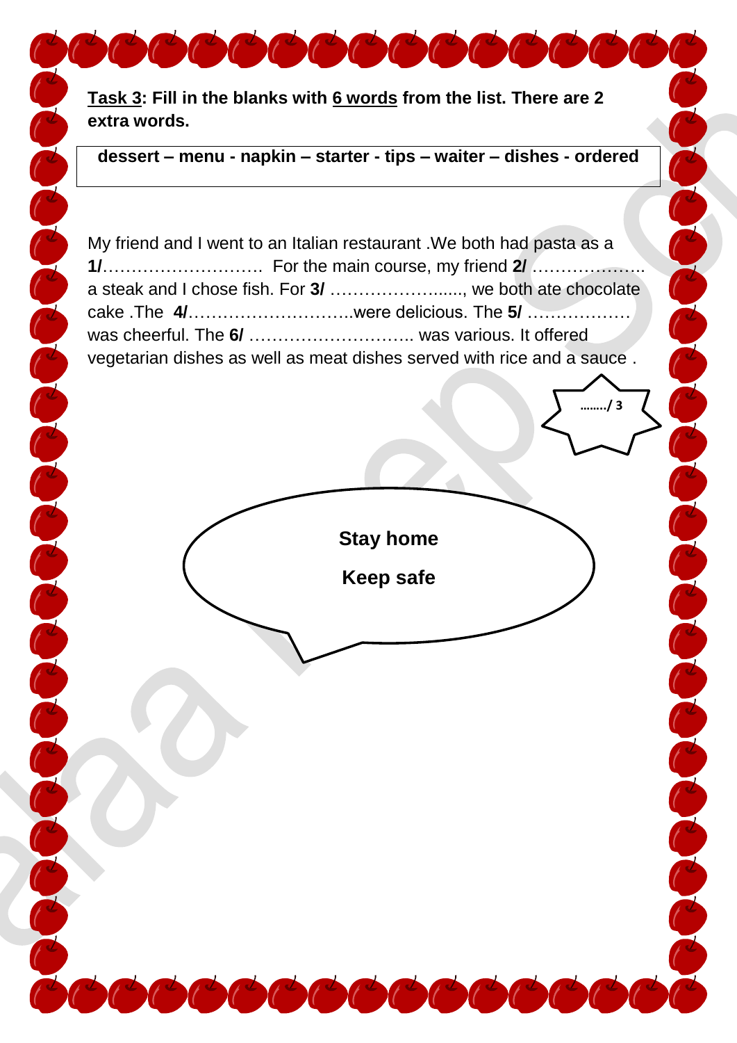**<u>Task 3</u>: Fill in the blanks with <u>6 words</u> from the list. There are 2 extra words.**

| **dessert – menu - napkin – starter - tips – waiter – dishes - ordered** |
|---|

My friend and I went to an Italian restaurant .We both had pasta as a **1/**………………………. For the main course, my friend **2/** ……………….. a steak and I chose fish. For **3/** …………………....., we both ate chocolate cake .The **4/**………………………..were delicious. The **5/** ……………… was cheerful. The **6/** ……………………….. was various. It offered vegetarian dishes as well as meat dishes served with rice and a sauce .

……../ 3

**Stay home**

**Keep safe**